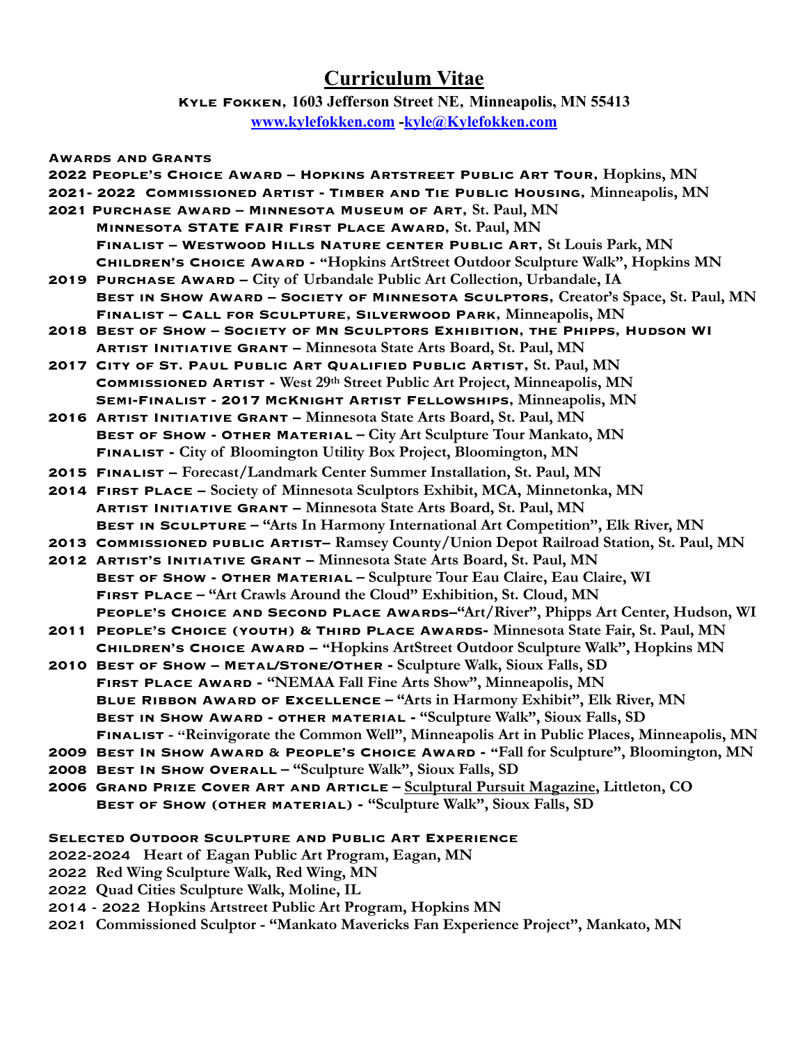# Curriculum Vitae

**Kyle Fokken, 1603 Jefferson Street NE, Minneapolis, MN 55413**

**www.kylefokken.com -kyle@Kylefokken.com**

## Awards and Grants

**2022 People's Choice Award – Hopkins Artstreet Public Art Tour, Hopkins, MN**

**2021- 2022 Commissioned Artist - Timber and Tie Public Housing, Minneapolis, MN**

**2021 Purchase Award – Minnesota Museum of Art, St. Paul, MN**
- **Minnesota STATE FAIR First Place Award, St. Paul, MN**
- **Finalist – Westwood Hills Nature center Public Art, St Louis Park, MN**
- **Children's Choice Award - "Hopkins ArtStreet Outdoor Sculpture Walk", Hopkins MN**

**2019 Purchase Award – City of Urbandale Public Art Collection, Urbandale, IA**
- **Best in Show Award – Society of Minnesota Sculptors, Creator's Space, St. Paul, MN**
- **Finalist – Call for Sculpture, Silverwood Park, Minneapolis, MN**

**2018 Best of Show – Society of Mn Sculptors Exhibition, the Phipps, Hudson WI**
- **Artist Initiative Grant – Minnesota State Arts Board, St. Paul, MN**

**2017 City of St. Paul Public Art Qualified Public Artist, St. Paul, MN**
- **Commissioned Artist - West 29th Street Public Art Project, Minneapolis, MN**
- **Semi-Finalist - 2017 McKnight Artist Fellowships, Minneapolis, MN**

**2016 Artist Initiative Grant – Minnesota State Arts Board, St. Paul, MN**
- **Best of Show - Other Material – City Art Sculpture Tour Mankato, MN**
- **Finalist - City of Bloomington Utility Box Project, Bloomington, MN**

**2015 Finalist – Forecast/Landmark Center Summer Installation, St. Paul, MN**

**2014 First Place – Society of Minnesota Sculptors Exhibit, MCA, Minnetonka, MN**
- **Artist Initiative Grant – Minnesota State Arts Board, St. Paul, MN**
- **Best in Sculpture – "Arts In Harmony International Art Competition", Elk River, MN**

**2013 Commissioned public Artist– Ramsey County/Union Depot Railroad Station, St. Paul, MN**

**2012 Artist's Initiative Grant – Minnesota State Arts Board, St. Paul, MN**
- **Best of Show - Other Material – Sculpture Tour Eau Claire, Eau Claire, WI**
- **First Place – "Art Crawls Around the Cloud" Exhibition, St. Cloud, MN**
- **People's Choice and Second Place Awards–"Art/River", Phipps Art Center, Hudson, WI**

**2011 People's Choice (youth) & Third Place Awards- Minnesota State Fair, St. Paul, MN**
- **Children's Choice Award – "Hopkins ArtStreet Outdoor Sculpture Walk", Hopkins MN**

**2010 Best of Show – Metal/Stone/Other - Sculpture Walk, Sioux Falls, SD**
- **First Place Award - "NEMAA Fall Fine Arts Show", Minneapolis, MN**
- **Blue Ribbon Award of Excellence – "Arts in Harmony Exhibit", Elk River, MN**
- **Best in Show Award - other material - "Sculpture Walk", Sioux Falls, SD**
- **Finalist - "Reinvigorate the Common Well", Minneapolis Art in Public Places, Minneapolis, MN**

**2009 Best In Show Award & People's Choice Award - "Fall for Sculpture", Bloomington, MN**

**2008 Best In Show Overall – "Sculpture Walk", Sioux Falls, SD**

**2006 Grand Prize Cover Art and Article – Sculptural Pursuit Magazine, Littleton, CO**
- **Best of Show (other material) - "Sculpture Walk", Sioux Falls, SD**

## Selected Outdoor Sculpture and Public Art Experience

**2022-2024 Heart of Eagan Public Art Program, Eagan, MN**

**2022 Red Wing Sculpture Walk, Red Wing, MN**

**2022 Quad Cities Sculpture Walk, Moline, IL**

**2014 - 2022 Hopkins Artstreet Public Art Program, Hopkins MN**

**2021 Commissioned Sculptor - "Mankato Mavericks Fan Experience Project", Mankato, MN**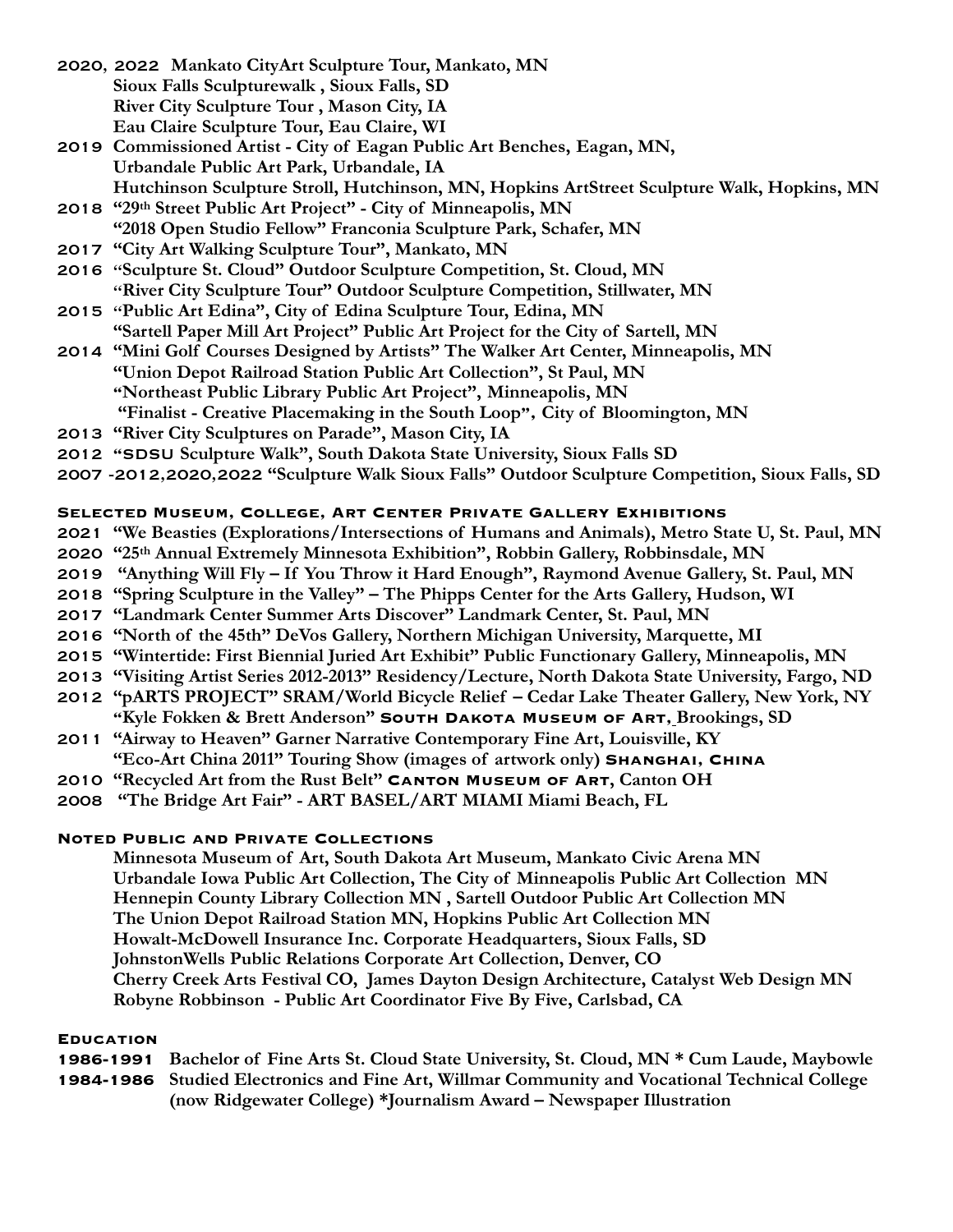**2020, 2022 Mankato CityArt Sculpture Tour, Mankato, MN**
**Sioux Falls Sculpturewalk , Sioux Falls, SD**
**River City Sculpture Tour , Mason City, IA**
**Eau Claire Sculpture Tour, Eau Claire, WI**
**2019 Commissioned Artist - City of Eagan Public Art Benches, Eagan, MN,**
**Urbandale Public Art Park, Urbandale, IA**
**Hutchinson Sculpture Stroll, Hutchinson, MN, Hopkins ArtStreet Sculpture Walk, Hopkins, MN**
**2018 "29th Street Public Art Project" - City of Minneapolis, MN**
**"2018 Open Studio Fellow" Franconia Sculpture Park, Schafer, MN**
**2017 "City Art Walking Sculpture Tour", Mankato, MN**
**2016 "Sculpture St. Cloud" Outdoor Sculpture Competition, St. Cloud, MN**
**"River City Sculpture Tour" Outdoor Sculpture Competition, Stillwater, MN**
**2015 "Public Art Edina", City of Edina Sculpture Tour, Edina, MN**
**"Sartell Paper Mill Art Project" Public Art Project for the City of Sartell, MN**
**2014 "Mini Golf Courses Designed by Artists" The Walker Art Center, Minneapolis, MN**
**"Union Depot Railroad Station Public Art Collection", St Paul, MN**
**"Northeast Public Library Public Art Project", Minneapolis, MN**
**"Finalist - Creative Placemaking in the South Loop", City of Bloomington, MN**
**2013 "River City Sculptures on Parade", Mason City, IA**
**2012 "SDSU Sculpture Walk", South Dakota State University, Sioux Falls SD**
**2007 -2012,2020,2022 "Sculpture Walk Sioux Falls" Outdoor Sculpture Competition, Sioux Falls, SD**

## Selected Museum, College, Art Center Private Gallery Exhibitions

**2021 "We Beasties (Explorations/Intersections of Humans and Animals), Metro State U, St. Paul, MN**
**2020 "25th Annual Extremely Minnesota Exhibition", Robbin Gallery, Robbinsdale, MN**
**2019 "Anything Will Fly – If You Throw it Hard Enough", Raymond Avenue Gallery, St. Paul, MN**
**2018 "Spring Sculpture in the Valley" – The Phipps Center for the Arts Gallery, Hudson, WI**
**2017 "Landmark Center Summer Arts Discover" Landmark Center, St. Paul, MN**
**2016 "North of the 45th" DeVos Gallery, Northern Michigan University, Marquette, MI**
**2015 "Wintertide: First Biennial Juried Art Exhibit" Public Functionary Gallery, Minneapolis, MN**
**2013 "Visiting Artist Series 2012-2013" Residency/Lecture, North Dakota State University, Fargo, ND**
**2012 "pARTS PROJECT" SRAM/World Bicycle Relief – Cedar Lake Theater Gallery, New York, NY**
**"Kyle Fokken & Brett Anderson" South Dakota Museum of Art, Brookings, SD**
**2011 "Airway to Heaven" Garner Narrative Contemporary Fine Art, Louisville, KY**
**"Eco-Art China 2011" Touring Show (images of artwork only) Shanghai, China**
**2010 "Recycled Art from the Rust Belt" Canton Museum of Art, Canton OH**
**2008 "The Bridge Art Fair" - ART BASEL/ART MIAMI Miami Beach, FL**

## Noted Public and Private Collections

**Minnesota Museum of Art, South Dakota Art Museum, Mankato Civic Arena MN**
**Urbandale Iowa Public Art Collection, The City of Minneapolis Public Art Collection MN**
**Hennepin County Library Collection MN , Sartell Outdoor Public Art Collection MN**
**The Union Depot Railroad Station MN, Hopkins Public Art Collection MN**
**Howalt-McDowell Insurance Inc. Corporate Headquarters, Sioux Falls, SD**
**JohnstonWells Public Relations Corporate Art Collection, Denver, CO**
**Cherry Creek Arts Festival CO, James Dayton Design Architecture, Catalyst Web Design MN**
**Robyne Robbinson - Public Art Coordinator Five By Five, Carlsbad, CA**

## Education

**1986-1991 Bachelor of Fine Arts St. Cloud State University, St. Cloud, MN * Cum Laude, Maybowle**
**1984-1986 Studied Electronics and Fine Art, Willmar Community and Vocational Technical College (now Ridgewater College) *Journalism Award – Newspaper Illustration**